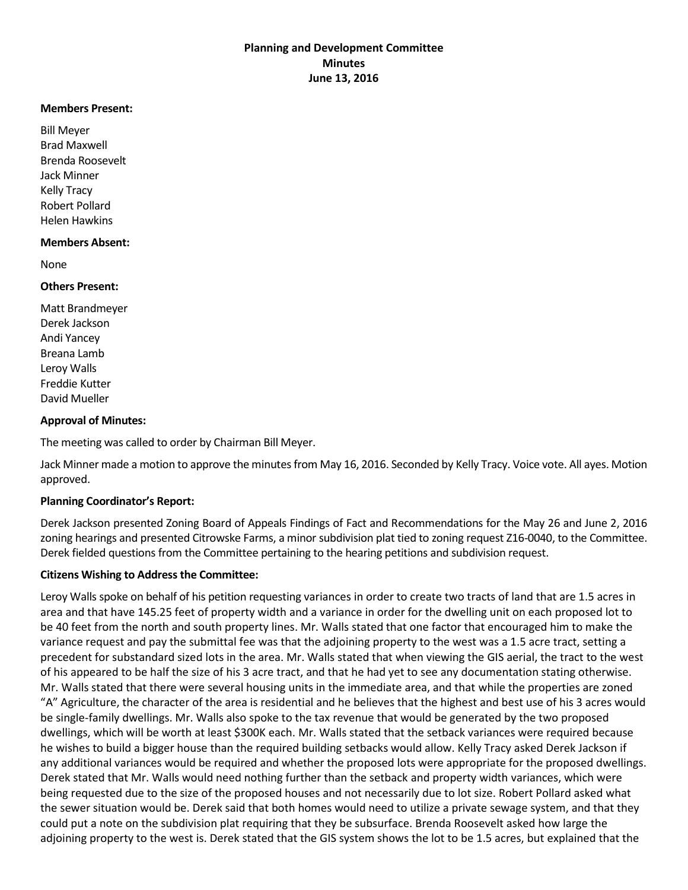# Planning and Development Committee
## Minutes
## June 13, 2016

**Members Present:**

Bill Meyer
Brad Maxwell
Brenda Roosevelt
Jack Minner
Kelly Tracy
Robert Pollard
Helen Hawkins

**Members Absent:**

None

**Others Present:**

Matt Brandmeyer
Derek Jackson
Andi Yancey
Breana Lamb
Leroy Walls
Freddie Kutter
David Mueller

**Approval of Minutes:**

The meeting was called to order by Chairman Bill Meyer.

Jack Minner made a motion to approve the minutes from May 16, 2016. Seconded by Kelly Tracy. Voice vote. All ayes. Motion approved.

**Planning Coordinator's Report:**

Derek Jackson presented Zoning Board of Appeals Findings of Fact and Recommendations for the May 26 and June 2, 2016 zoning hearings and presented Citrowske Farms, a minor subdivision plat tied to zoning request Z16-0040, to the Committee. Derek fielded questions from the Committee pertaining to the hearing petitions and subdivision request.

**Citizens Wishing to Address the Committee:**

Leroy Walls spoke on behalf of his petition requesting variances in order to create two tracts of land that are 1.5 acres in area and that have 145.25 feet of property width and a variance in order for the dwelling unit on each proposed lot to be 40 feet from the north and south property lines. Mr. Walls stated that one factor that encouraged him to make the variance request and pay the submittal fee was that the adjoining property to the west was a 1.5 acre tract, setting a precedent for substandard sized lots in the area. Mr. Walls stated that when viewing the GIS aerial, the tract to the west of his appeared to be half the size of his 3 acre tract, and that he had yet to see any documentation stating otherwise. Mr. Walls stated that there were several housing units in the immediate area, and that while the properties are zoned "A" Agriculture, the character of the area is residential and he believes that the highest and best use of his 3 acres would be single-family dwellings. Mr. Walls also spoke to the tax revenue that would be generated by the two proposed dwellings, which will be worth at least $300K each. Mr. Walls stated that the setback variances were required because he wishes to build a bigger house than the required building setbacks would allow. Kelly Tracy asked Derek Jackson if any additional variances would be required and whether the proposed lots were appropriate for the proposed dwellings. Derek stated that Mr. Walls would need nothing further than the setback and property width variances, which were being requested due to the size of the proposed houses and not necessarily due to lot size. Robert Pollard asked what the sewer situation would be. Derek said that both homes would need to utilize a private sewage system, and that they could put a note on the subdivision plat requiring that they be subsurface. Brenda Roosevelt asked how large the adjoining property to the west is. Derek stated that the GIS system shows the lot to be 1.5 acres, but explained that the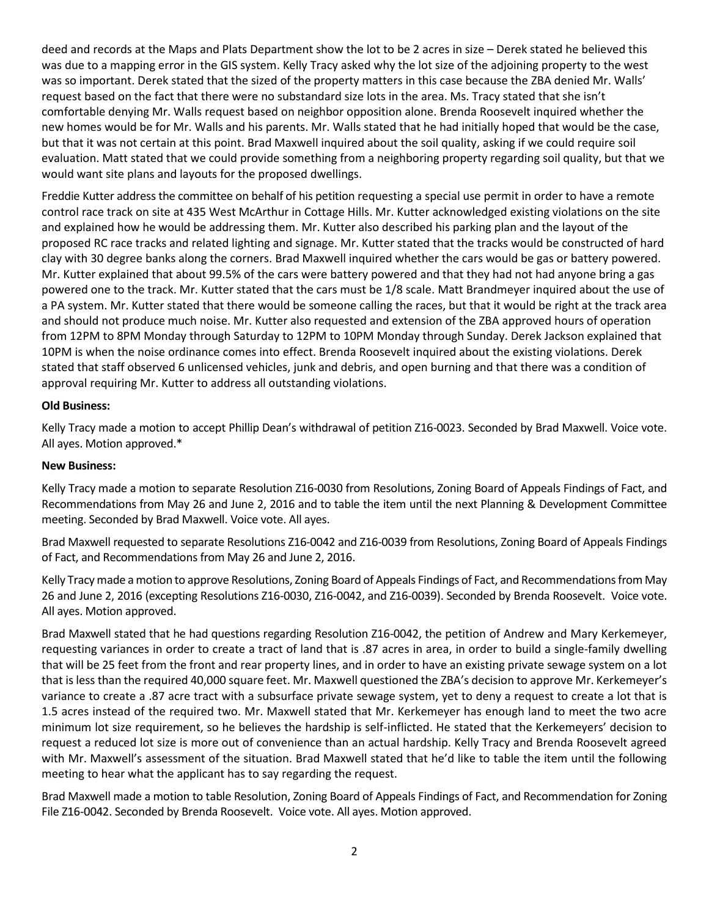deed and records at the Maps and Plats Department show the lot to be 2 acres in size – Derek stated he believed this was due to a mapping error in the GIS system. Kelly Tracy asked why the lot size of the adjoining property to the west was so important. Derek stated that the sized of the property matters in this case because the ZBA denied Mr. Walls' request based on the fact that there were no substandard size lots in the area. Ms. Tracy stated that she isn't comfortable denying Mr. Walls request based on neighbor opposition alone. Brenda Roosevelt inquired whether the new homes would be for Mr. Walls and his parents. Mr. Walls stated that he had initially hoped that would be the case, but that it was not certain at this point. Brad Maxwell inquired about the soil quality, asking if we could require soil evaluation. Matt stated that we could provide something from a neighboring property regarding soil quality, but that we would want site plans and layouts for the proposed dwellings.

Freddie Kutter address the committee on behalf of his petition requesting a special use permit in order to have a remote control race track on site at 435 West McArthur in Cottage Hills. Mr. Kutter acknowledged existing violations on the site and explained how he would be addressing them. Mr. Kutter also described his parking plan and the layout of the proposed RC race tracks and related lighting and signage. Mr. Kutter stated that the tracks would be constructed of hard clay with 30 degree banks along the corners. Brad Maxwell inquired whether the cars would be gas or battery powered. Mr. Kutter explained that about 99.5% of the cars were battery powered and that they had not had anyone bring a gas powered one to the track. Mr. Kutter stated that the cars must be 1/8 scale. Matt Brandmeyer inquired about the use of a PA system. Mr. Kutter stated that there would be someone calling the races, but that it would be right at the track area and should not produce much noise. Mr. Kutter also requested and extension of the ZBA approved hours of operation from 12PM to 8PM Monday through Saturday to 12PM to 10PM Monday through Sunday. Derek Jackson explained that 10PM is when the noise ordinance comes into effect. Brenda Roosevelt inquired about the existing violations. Derek stated that staff observed 6 unlicensed vehicles, junk and debris, and open burning and that there was a condition of approval requiring Mr. Kutter to address all outstanding violations.

**Old Business:**

Kelly Tracy made a motion to accept Phillip Dean's withdrawal of petition Z16-0023. Seconded by Brad Maxwell. Voice vote. All ayes. Motion approved.*

**New Business:**

Kelly Tracy made a motion to separate Resolution Z16-0030 from Resolutions, Zoning Board of Appeals Findings of Fact, and Recommendations from May 26 and June 2, 2016 and to table the item until the next Planning & Development Committee meeting. Seconded by Brad Maxwell. Voice vote. All ayes.

Brad Maxwell requested to separate Resolutions Z16-0042 and Z16-0039 from Resolutions, Zoning Board of Appeals Findings of Fact, and Recommendations from May 26 and June 2, 2016.

Kelly Tracy made a motion to approve Resolutions, Zoning Board of Appeals Findings of Fact, and Recommendations from May 26 and June 2, 2016 (excepting Resolutions Z16-0030, Z16-0042, and Z16-0039). Seconded by Brenda Roosevelt. Voice vote. All ayes. Motion approved.

Brad Maxwell stated that he had questions regarding Resolution Z16-0042, the petition of Andrew and Mary Kerkemeyer, requesting variances in order to create a tract of land that is .87 acres in area, in order to build a single-family dwelling that will be 25 feet from the front and rear property lines, and in order to have an existing private sewage system on a lot that is less than the required 40,000 square feet. Mr. Maxwell questioned the ZBA's decision to approve Mr. Kerkemeyer's variance to create a .87 acre tract with a subsurface private sewage system, yet to deny a request to create a lot that is 1.5 acres instead of the required two. Mr. Maxwell stated that Mr. Kerkemeyer has enough land to meet the two acre minimum lot size requirement, so he believes the hardship is self-inflicted. He stated that the Kerkemeyers' decision to request a reduced lot size is more out of convenience than an actual hardship. Kelly Tracy and Brenda Roosevelt agreed with Mr. Maxwell's assessment of the situation. Brad Maxwell stated that he'd like to table the item until the following meeting to hear what the applicant has to say regarding the request.

Brad Maxwell made a motion to table Resolution, Zoning Board of Appeals Findings of Fact, and Recommendation for Zoning File Z16-0042. Seconded by Brenda Roosevelt. Voice vote. All ayes. Motion approved.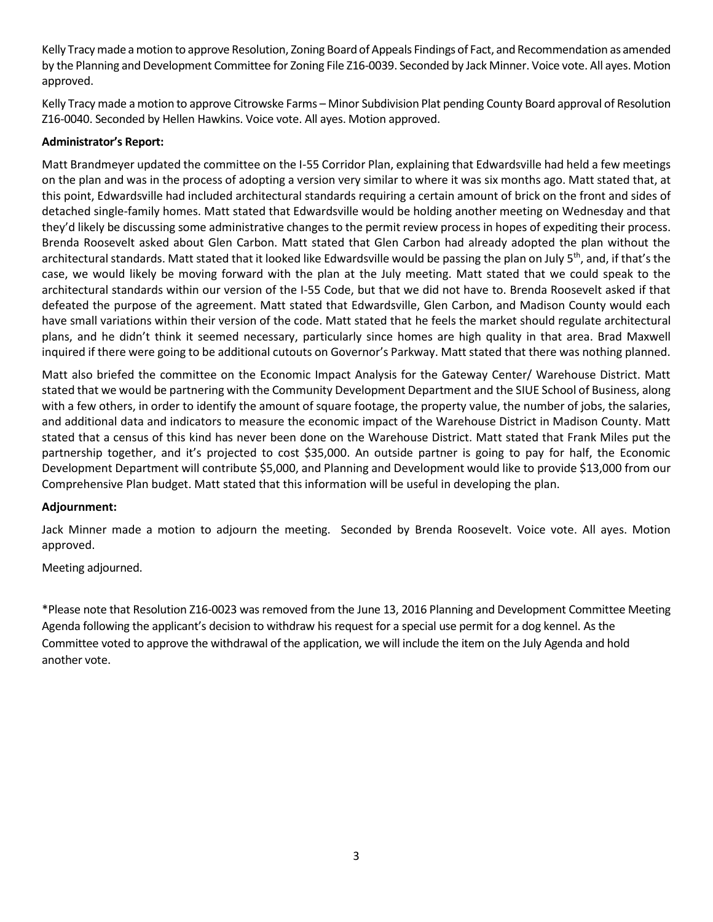Kelly Tracy made a motion to approve Resolution, Zoning Board of Appeals Findings of Fact, and Recommendation as amended by the Planning and Development Committee for Zoning File Z16-0039. Seconded by Jack Minner. Voice vote. All ayes. Motion approved.

Kelly Tracy made a motion to approve Citrowske Farms – Minor Subdivision Plat pending County Board approval of Resolution Z16-0040. Seconded by Hellen Hawkins. Voice vote. All ayes. Motion approved.

**Administrator's Report:**

Matt Brandmeyer updated the committee on the I-55 Corridor Plan, explaining that Edwardsville had held a few meetings on the plan and was in the process of adopting a version very similar to where it was six months ago. Matt stated that, at this point, Edwardsville had included architectural standards requiring a certain amount of brick on the front and sides of detached single-family homes. Matt stated that Edwardsville would be holding another meeting on Wednesday and that they'd likely be discussing some administrative changes to the permit review process in hopes of expediting their process. Brenda Roosevelt asked about Glen Carbon. Matt stated that Glen Carbon had already adopted the plan without the architectural standards. Matt stated that it looked like Edwardsville would be passing the plan on July 5th, and, if that's the case, we would likely be moving forward with the plan at the July meeting. Matt stated that we could speak to the architectural standards within our version of the I-55 Code, but that we did not have to. Brenda Roosevelt asked if that defeated the purpose of the agreement. Matt stated that Edwardsville, Glen Carbon, and Madison County would each have small variations within their version of the code. Matt stated that he feels the market should regulate architectural plans, and he didn't think it seemed necessary, particularly since homes are high quality in that area. Brad Maxwell inquired if there were going to be additional cutouts on Governor's Parkway. Matt stated that there was nothing planned.

Matt also briefed the committee on the Economic Impact Analysis for the Gateway Center/ Warehouse District. Matt stated that we would be partnering with the Community Development Department and the SIUE School of Business, along with a few others, in order to identify the amount of square footage, the property value, the number of jobs, the salaries, and additional data and indicators to measure the economic impact of the Warehouse District in Madison County. Matt stated that a census of this kind has never been done on the Warehouse District. Matt stated that Frank Miles put the partnership together, and it's projected to cost $35,000. An outside partner is going to pay for half, the Economic Development Department will contribute $5,000, and Planning and Development would like to provide $13,000 from our Comprehensive Plan budget. Matt stated that this information will be useful in developing the plan.

**Adjournment:**

Jack Minner made a motion to adjourn the meeting. Seconded by Brenda Roosevelt. Voice vote. All ayes. Motion approved.

Meeting adjourned.

*Please note that Resolution Z16-0023 was removed from the June 13, 2016 Planning and Development Committee Meeting Agenda following the applicant's decision to withdraw his request for a special use permit for a dog kennel. As the Committee voted to approve the withdrawal of the application, we will include the item on the July Agenda and hold another vote.